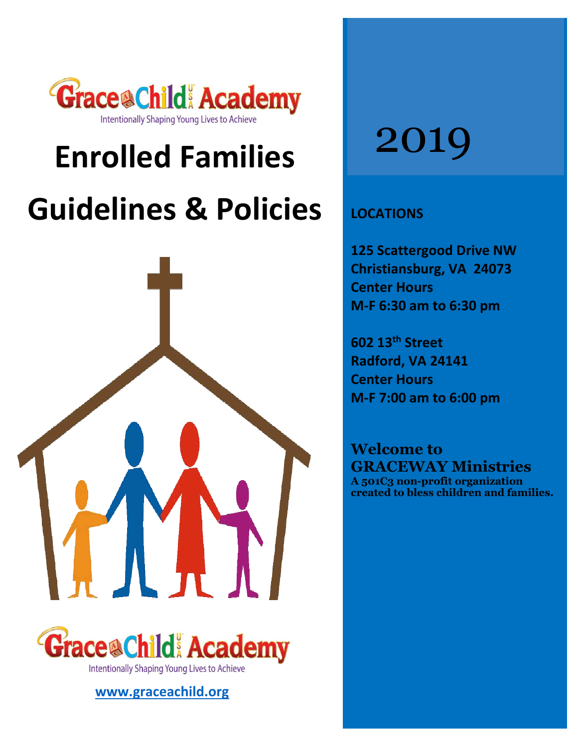Grace Child USA Academy

Intentionally Shaping Young Lives to Achieve

# Enrolled Families

# Guidelines & Policies

Grace Child USA Academy

Intentionally Shaping Young Lives to Achieve

**www.graceachild.org**

2019

**LOCATIONS**

**125 Scattergood Drive NW**
**Christiansburg, VA 24073**
**Center Hours**
**M-F 6:30 am to 6:30 pm**

**602 13th Street**
**Radford, VA 24141**
**Center Hours**
**M-F 7:00 am to 6:00 pm**

**Welcome to**
**GRACEWAY Ministries**
**A 501C3 non-profit organization created to bless children and families.**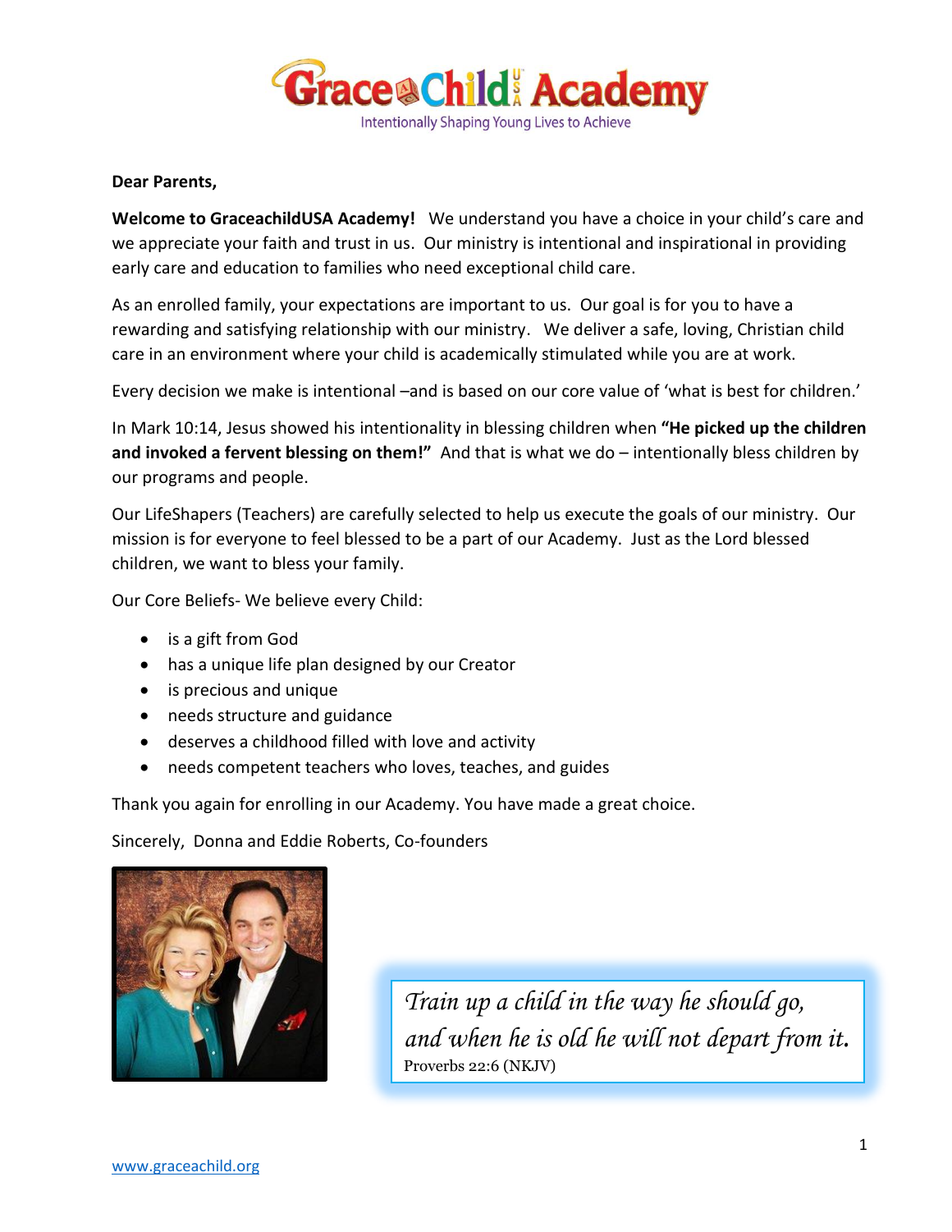# Grace Child USA Academy

Intentionally Shaping Young Lives to Achieve

**Dear Parents,**

**Welcome to GraceachildUSA Academy!** We understand you have a choice in your child's care and we appreciate your faith and trust in us. Our ministry is intentional and inspirational in providing early care and education to families who need exceptional child care.

As an enrolled family, your expectations are important to us. Our goal is for you to have a rewarding and satisfying relationship with our ministry. We deliver a safe, loving, Christian child care in an environment where your child is academically stimulated while you are at work.

Every decision we make is intentional –and is based on our core value of 'what is best for children.'

In Mark 10:14, Jesus showed his intentionality in blessing children when **"He picked up the children and invoked a fervent blessing on them!"** And that is what we do – intentionally bless children by our programs and people.

Our LifeShapers (Teachers) are carefully selected to help us execute the goals of our ministry. Our mission is for everyone to feel blessed to be a part of our Academy. Just as the Lord blessed children, we want to bless your family.

Our Core Beliefs- We believe every Child:

- is a gift from God
- has a unique life plan designed by our Creator
- is precious and unique
- needs structure and guidance
- deserves a childhood filled with love and activity
- needs competent teachers who loves, teaches, and guides

Thank you again for enrolling in our Academy. You have made a great choice.

Sincerely, Donna and Eddie Roberts, Co-founders

> *Train up a child in the way he should go, and when he is old he will not depart from it.*
> Proverbs 22:6 (NKJV)

www.graceachild.org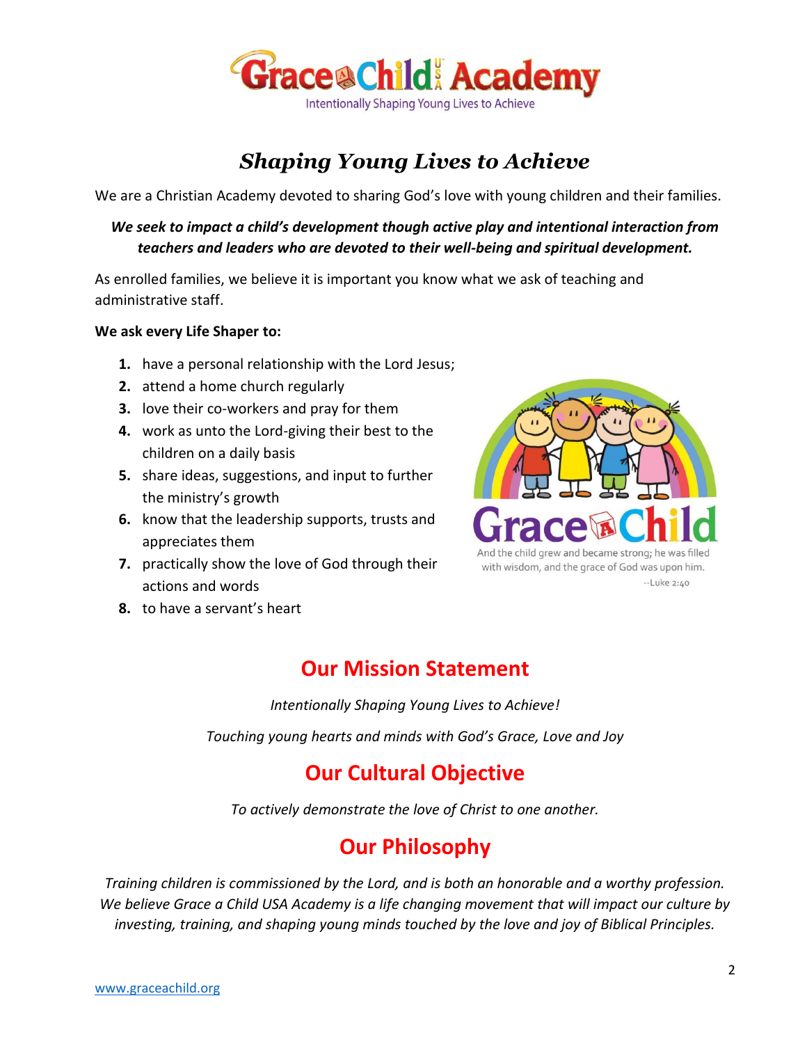Grace a Child USA Academy

Intentionally Shaping Young Lives to Achieve

# *Shaping Young Lives to Achieve*

We are a Christian Academy devoted to sharing God's love with young children and their families.

***We seek to impact a child's development though active play and intentional interaction from teachers and leaders who are devoted to their well-being and spiritual development.***

As enrolled families, we believe it is important you know what we ask of teaching and administrative staff.

**We ask every Life Shaper to:**

1. have a personal relationship with the Lord Jesus;
2. attend a home church regularly
3. love their co-workers and pray for them
4. work as unto the Lord-giving their best to the children on a daily basis
5. share ideas, suggestions, and input to further the ministry's growth
6. know that the leadership supports, trusts and appreciates them
7. practically show the love of God through their actions and words
8. to have a servant's heart

Grace a Child

And the child grew and became strong; he was filled with wisdom, and the grace of God was upon him.
--Luke 2:40

## Our Mission Statement

*Intentionally Shaping Young Lives to Achieve!*

*Touching young hearts and minds with God's Grace, Love and Joy*

## Our Cultural Objective

*To actively demonstrate the love of Christ to one another.*

## Our Philosophy

*Training children is commissioned by the Lord, and is both an honorable and a worthy profession. We believe Grace a Child USA Academy is a life changing movement that will impact our culture by investing, training, and shaping young minds touched by the love and joy of Biblical Principles.*

www.graceachild.org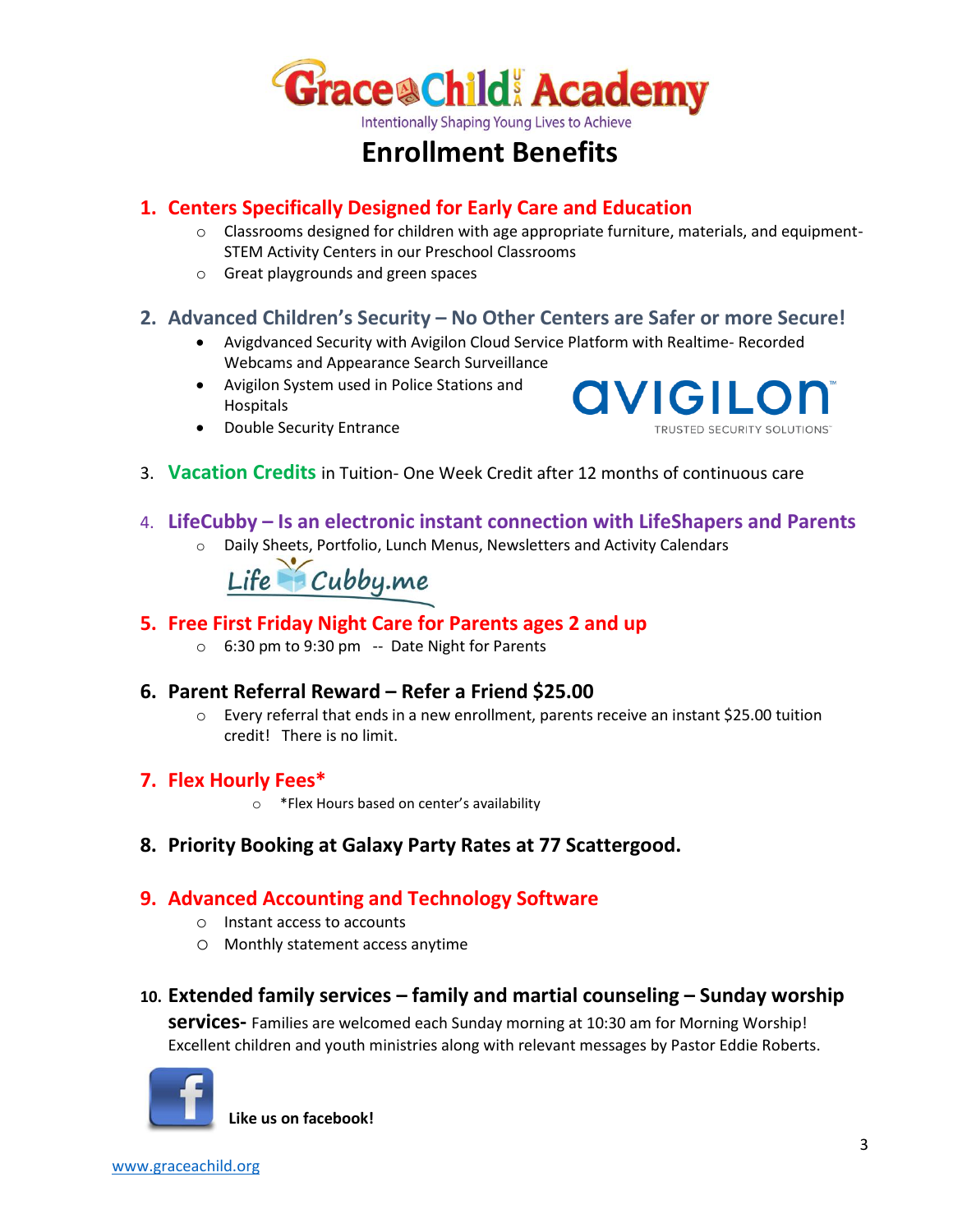Grace Child USA Academy

Intentionally Shaping Young Lives to Achieve

# Enrollment Benefits

1. **Centers Specifically Designed for Early Care and Education**
   - Classrooms designed for children with age appropriate furniture, materials, and equipment- STEM Activity Centers in our Preschool Classrooms
   - Great playgrounds and green spaces

2. **Advanced Children's Security – No Other Centers are Safer or more Secure!**
   - Avigdvanced Security with Avigilon Cloud Service Platform with Realtime- Recorded Webcams and Appearance Search Surveillance
   - Avigilon System used in Police Stations and Hospitals
   - Double Security Entrance

   avigilon™ TRUSTED SECURITY SOLUTIONS™

3. **Vacation Credits** in Tuition- One Week Credit after 12 months of continuous care

4. **LifeCubby – Is an electronic instant connection with LifeShapers and Parents**
   - Daily Sheets, Portfolio, Lunch Menus, Newsletters and Activity Calendars

   Life Cubby.me

5. **Free First Friday Night Care for Parents ages 2 and up**
   - 6:30 pm to 9:30 pm -- Date Night for Parents

6. **Parent Referral Reward – Refer a Friend $25.00**
   - Every referral that ends in a new enrollment, parents receive an instant $25.00 tuition credit! There is no limit.

7. **Flex Hourly Fees***
   - *Flex Hours based on center's availability

8. **Priority Booking at Galaxy Party Rates at 77 Scattergood.**

9. **Advanced Accounting and Technology Software**
   - Instant access to accounts
   - Monthly statement access anytime

10. **Extended family services – family and martial counseling – Sunday worship services-** Families are welcomed each Sunday morning at 10:30 am for Morning Worship! Excellent children and youth ministries along with relevant messages by Pastor Eddie Roberts.

**Like us on facebook!**

www.graceachild.org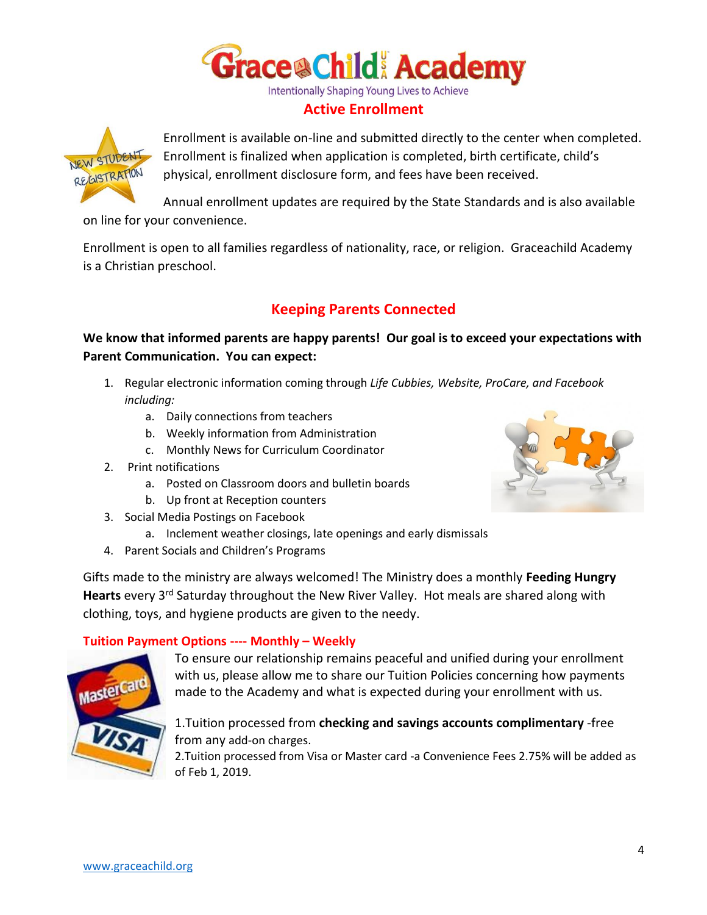# Grace Child Academy

Intentionally Shaping Young Lives to Achieve

## Active Enrollment

Enrollment is available on-line and submitted directly to the center when completed. Enrollment is finalized when application is completed, birth certificate, child's physical, enrollment disclosure form, and fees have been received.

Annual enrollment updates are required by the State Standards and is also available on line for your convenience.

Enrollment is open to all families regardless of nationality, race, or religion. Graceachild Academy is a Christian preschool.

## Keeping Parents Connected

**We know that informed parents are happy parents! Our goal is to exceed your expectations with Parent Communication. You can expect:**

1. Regular electronic information coming through *Life Cubbies, Website, ProCare, and Facebook including:*
   a. Daily connections from teachers
   b. Weekly information from Administration
   c. Monthly News for Curriculum Coordinator
2. Print notifications
   a. Posted on Classroom doors and bulletin boards
   b. Up front at Reception counters
3. Social Media Postings on Facebook
   a. Inclement weather closings, late openings and early dismissals
4. Parent Socials and Children's Programs

Gifts made to the ministry are always welcomed! The Ministry does a monthly **Feeding Hungry Hearts** every 3rd Saturday throughout the New River Valley. Hot meals are shared along with clothing, toys, and hygiene products are given to the needy.

### Tuition Payment Options ---- Monthly – Weekly

To ensure our relationship remains peaceful and unified during your enrollment with us, please allow me to share our Tuition Policies concerning how payments made to the Academy and what is expected during your enrollment with us.

1.Tuition processed from **checking and savings accounts complimentary** -free from any add-on charges.
2.Tuition processed from Visa or Master card -a Convenience Fees 2.75% will be added as of Feb 1, 2019.

www.graceachild.org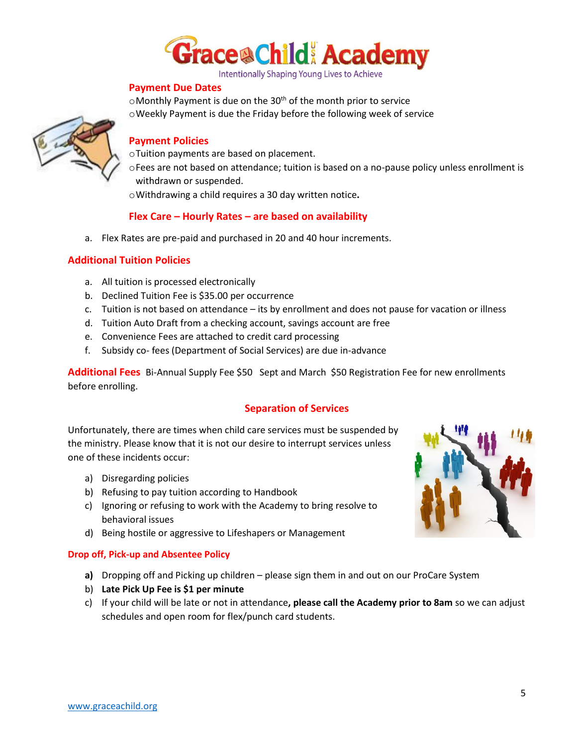# Grace Child Academy

Intentionally Shaping Young Lives to Achieve

## Payment Due Dates

- Monthly Payment is due on the 30th of the month prior to service
- Weekly Payment is due the Friday before the following week of service

## Payment Policies

- Tuition payments are based on placement.
- Fees are not based on attendance; tuition is based on a no-pause policy unless enrollment is withdrawn or suspended.
- Withdrawing a child requires a 30 day written notice**.**

## Flex Care – Hourly Rates – are based on availability

a. Flex Rates are pre-paid and purchased in 20 and 40 hour increments.

## Additional Tuition Policies

a. All tuition is processed electronically
b. Declined Tuition Fee is $35.00 per occurrence
c. Tuition is not based on attendance – its by enrollment and does not pause for vacation or illness
d. Tuition Auto Draft from a checking account, savings account are free
e. Convenience Fees are attached to credit card processing
f. Subsidy co- fees (Department of Social Services) are due in-advance

**Additional Fees** Bi-Annual Supply Fee $50 Sept and March $50 Registration Fee for new enrollments before enrolling.

## Separation of Services

Unfortunately, there are times when child care services must be suspended by the ministry. Please know that it is not our desire to interrupt services unless one of these incidents occur:

a) Disregarding policies
b) Refusing to pay tuition according to Handbook
c) Ignoring or refusing to work with the Academy to bring resolve to behavioral issues
d) Being hostile or aggressive to Lifeshapers or Management

### Drop off, Pick-up and Absentee Policy

**a)** Dropping off and Picking up children – please sign them in and out on our ProCare System
b) **Late Pick Up Fee is $1 per minute**
c) If your child will be late or not in attendance**, please call the Academy prior to 8am** so we can adjust schedules and open room for flex/punch card students.

www.graceachild.org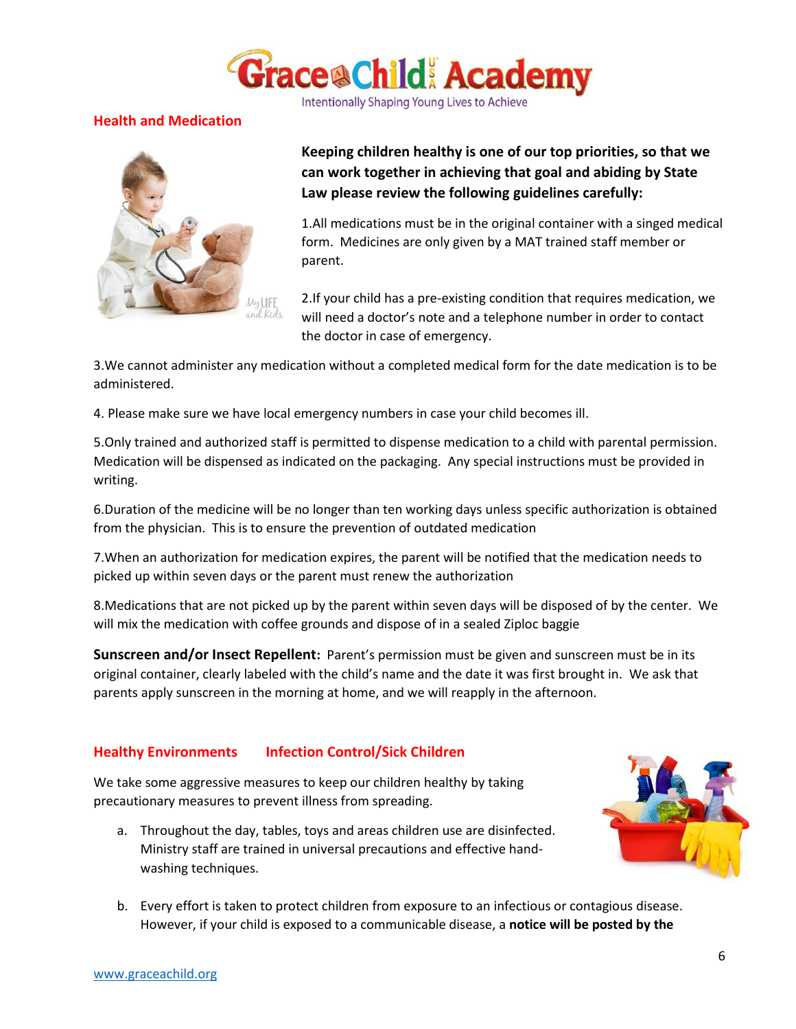## Health and Medication

**Keeping children healthy is one of our top priorities, so that we can work together in achieving that goal and abiding by State Law please review the following guidelines carefully:**

1.All medications must be in the original container with a singed medical form. Medicines are only given by a MAT trained staff member or parent.

2.If your child has a pre-existing condition that requires medication, we will need a doctor's note and a telephone number in order to contact the doctor in case of emergency.

3.We cannot administer any medication without a completed medical form for the date medication is to be administered.

4. Please make sure we have local emergency numbers in case your child becomes ill.

5.Only trained and authorized staff is permitted to dispense medication to a child with parental permission. Medication will be dispensed as indicated on the packaging. Any special instructions must be provided in writing.

6.Duration of the medicine will be no longer than ten working days unless specific authorization is obtained from the physician. This is to ensure the prevention of outdated medication

7.When an authorization for medication expires, the parent will be notified that the medication needs to picked up within seven days or the parent must renew the authorization

8.Medications that are not picked up by the parent within seven days will be disposed of by the center. We will mix the medication with coffee grounds and dispose of in a sealed Ziploc baggie

**Sunscreen and/or Insect Repellent:** Parent's permission must be given and sunscreen must be in its original container, clearly labeled with the child's name and the date it was first brought in. We ask that parents apply sunscreen in the morning at home, and we will reapply in the afternoon.

## Healthy Environments Infection Control/Sick Children

We take some aggressive measures to keep our children healthy by taking precautionary measures to prevent illness from spreading.

a. Throughout the day, tables, toys and areas children use are disinfected. Ministry staff are trained in universal precautions and effective hand-washing techniques.

b. Every effort is taken to protect children from exposure to an infectious or contagious disease. However, if your child is exposed to a communicable disease, a **notice will be posted by the**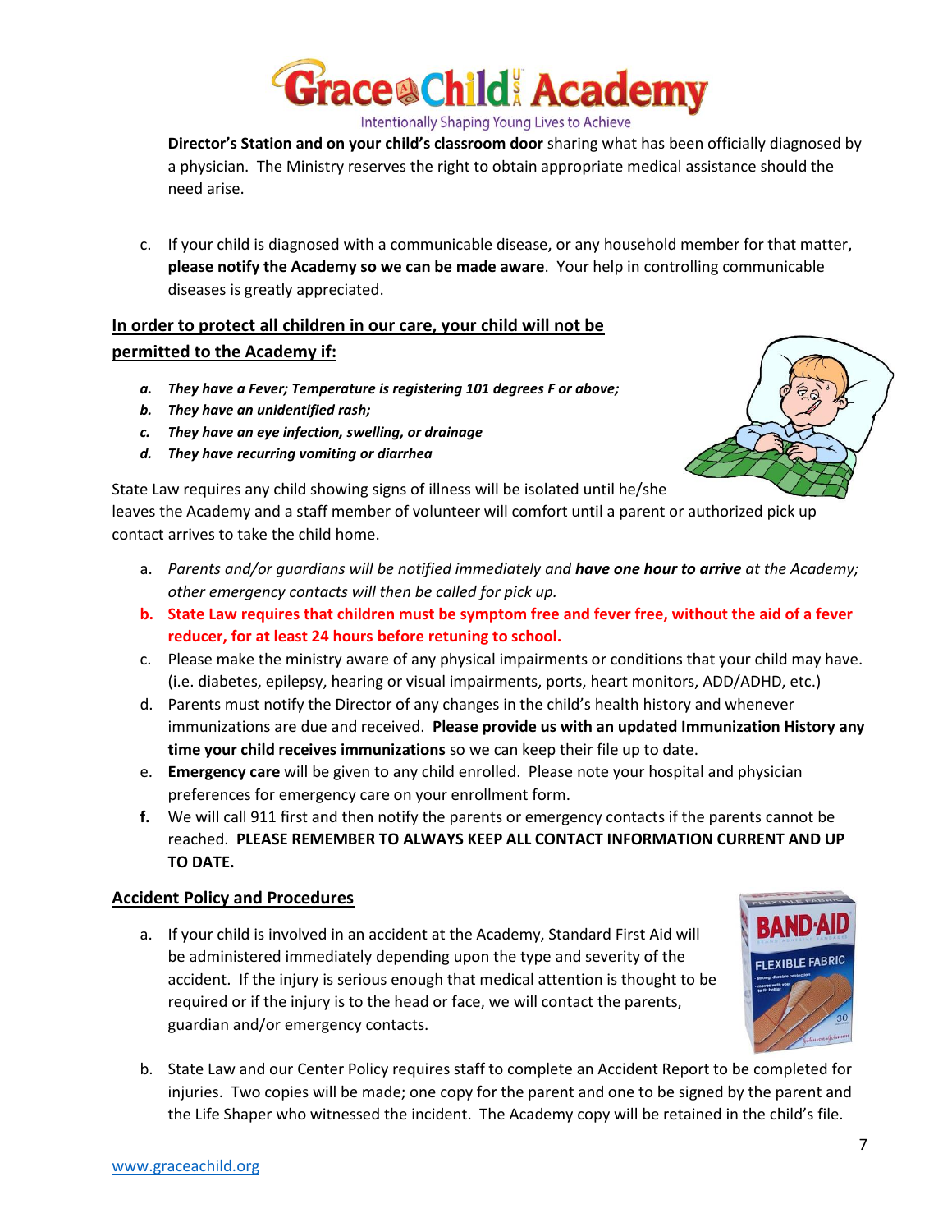**Director's Station and on your child's classroom door** sharing what has been officially diagnosed by a physician. The Ministry reserves the right to obtain appropriate medical assistance should the need arise.

c. If your child is diagnosed with a communicable disease, or any household member for that matter, **please notify the Academy so we can be made aware**. Your help in controlling communicable diseases is greatly appreciated.

## In order to protect all children in our care, your child will not be permitted to the Academy if:

***a. They have a Fever; Temperature is registering 101 degrees F or above;***
***b. They have an unidentified rash;***
***c. They have an eye infection, swelling, or drainage***
***d. They have recurring vomiting or diarrhea***

State Law requires any child showing signs of illness will be isolated until he/she leaves the Academy and a staff member of volunteer will comfort until a parent or authorized pick up contact arrives to take the child home.

a. *Parents and/or guardians will be notified immediately and **have one hour to arrive** at the Academy; other emergency contacts will then be called for pick up.*
**b. State Law requires that children must be symptom free and fever free, without the aid of a fever reducer, for at least 24 hours before retuning to school.**
c. Please make the ministry aware of any physical impairments or conditions that your child may have. (i.e. diabetes, epilepsy, hearing or visual impairments, ports, heart monitors, ADD/ADHD, etc.)
d. Parents must notify the Director of any changes in the child's health history and whenever immunizations are due and received. **Please provide us with an updated Immunization History any time your child receives immunizations** so we can keep their file up to date.
e. **Emergency care** will be given to any child enrolled. Please note your hospital and physician preferences for emergency care on your enrollment form.
**f.** We will call 911 first and then notify the parents or emergency contacts if the parents cannot be reached. **PLEASE REMEMBER TO ALWAYS KEEP ALL CONTACT INFORMATION CURRENT AND UP TO DATE.**

## Accident Policy and Procedures

a. If your child is involved in an accident at the Academy, Standard First Aid will be administered immediately depending upon the type and severity of the accident. If the injury is serious enough that medical attention is thought to be required or if the injury is to the head or face, we will contact the parents, guardian and/or emergency contacts.
b. State Law and our Center Policy requires staff to complete an Accident Report to be completed for injuries. Two copies will be made; one copy for the parent and one to be signed by the parent and the Life Shaper who witnessed the incident. The Academy copy will be retained in the child's file.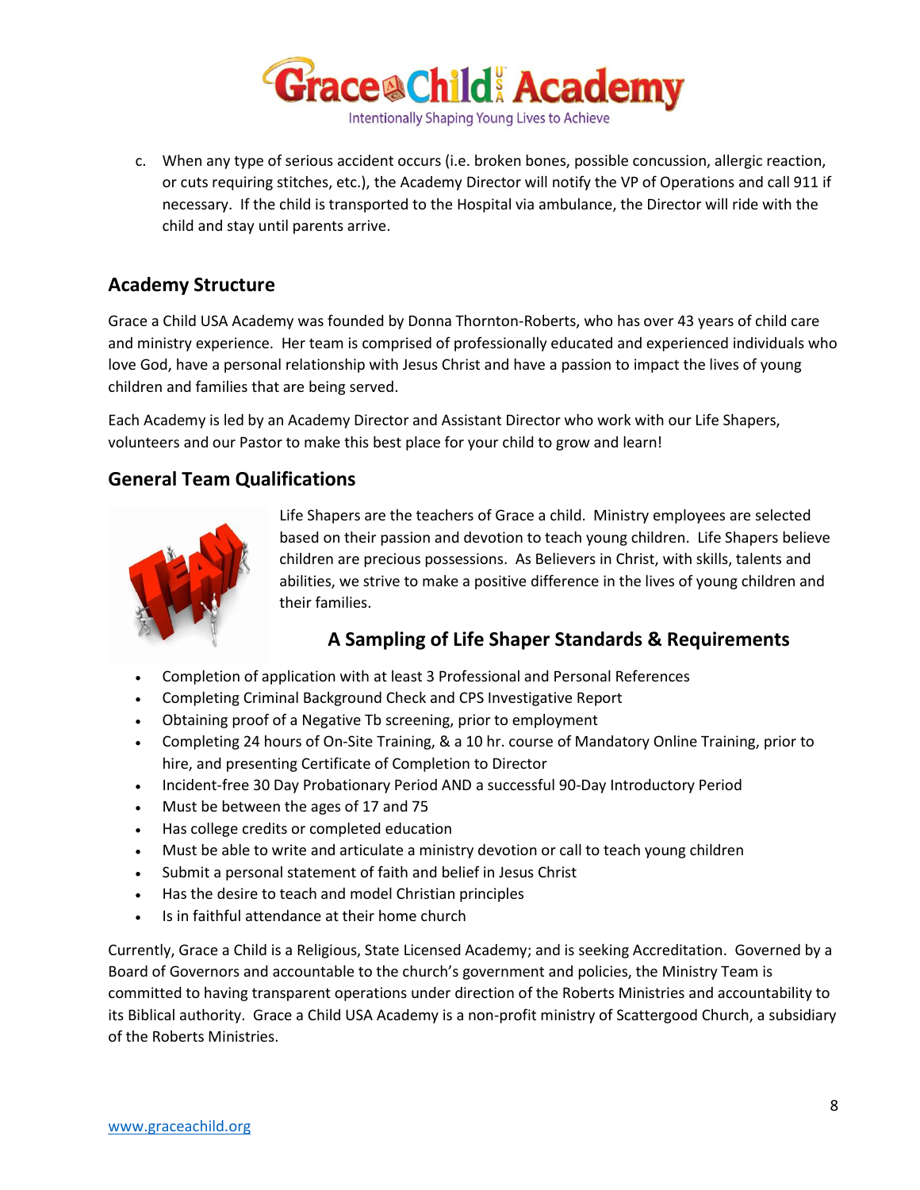c. When any type of serious accident occurs (i.e. broken bones, possible concussion, allergic reaction, or cuts requiring stitches, etc.), the Academy Director will notify the VP of Operations and call 911 if necessary. If the child is transported to the Hospital via ambulance, the Director will ride with the child and stay until parents arrive.

## Academy Structure

Grace a Child USA Academy was founded by Donna Thornton-Roberts, who has over 43 years of child care and ministry experience. Her team is comprised of professionally educated and experienced individuals who love God, have a personal relationship with Jesus Christ and have a passion to impact the lives of young children and families that are being served.

Each Academy is led by an Academy Director and Assistant Director who work with our Life Shapers, volunteers and our Pastor to make this best place for your child to grow and learn!

## General Team Qualifications

Life Shapers are the teachers of Grace a child. Ministry employees are selected based on their passion and devotion to teach young children. Life Shapers believe children are precious possessions. As Believers in Christ, with skills, talents and abilities, we strive to make a positive difference in the lives of young children and their families.

### A Sampling of Life Shaper Standards & Requirements

- Completion of application with at least 3 Professional and Personal References
- Completing Criminal Background Check and CPS Investigative Report
- Obtaining proof of a Negative Tb screening, prior to employment
- Completing 24 hours of On-Site Training, & a 10 hr. course of Mandatory Online Training, prior to hire, and presenting Certificate of Completion to Director
- Incident-free 30 Day Probationary Period AND a successful 90-Day Introductory Period
- Must be between the ages of 17 and 75
- Has college credits or completed education
- Must be able to write and articulate a ministry devotion or call to teach young children
- Submit a personal statement of faith and belief in Jesus Christ
- Has the desire to teach and model Christian principles
- Is in faithful attendance at their home church

Currently, Grace a Child is a Religious, State Licensed Academy; and is seeking Accreditation. Governed by a Board of Governors and accountable to the church's government and policies, the Ministry Team is committed to having transparent operations under direction of the Roberts Ministries and accountability to its Biblical authority. Grace a Child USA Academy is a non-profit ministry of Scattergood Church, a subsidiary of the Roberts Ministries.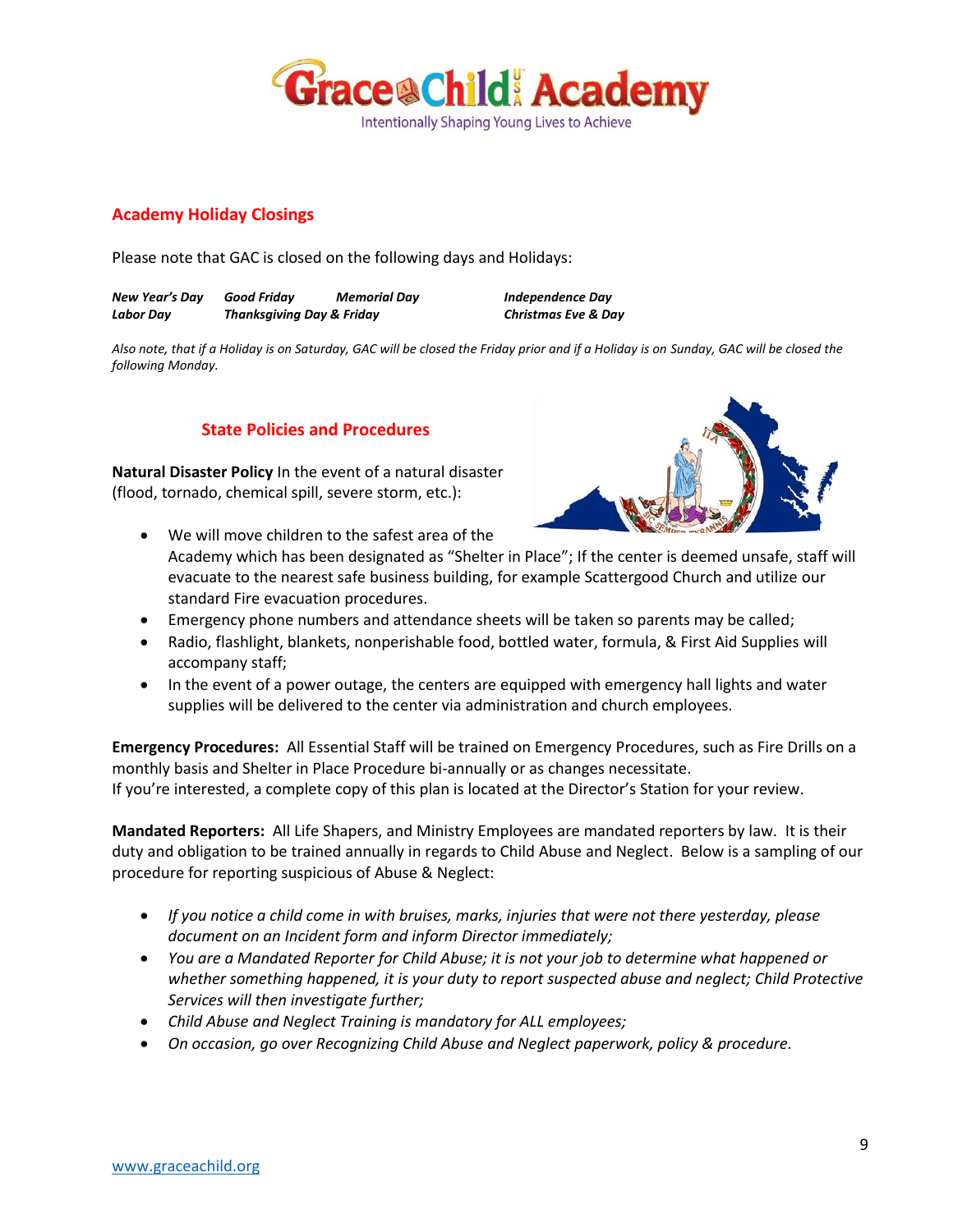## Academy Holiday Closings

Please note that GAC is closed on the following days and Holidays:

***New Year's Day*** ***Good Friday*** ***Memorial Day*** ***Independence Day***
***Labor Day*** ***Thanksgiving Day & Friday*** ***Christmas Eve & Day***

*Also note, that if a Holiday is on Saturday, GAC will be closed the Friday prior and if a Holiday is on Sunday, GAC will be closed the following Monday.*

## State Policies and Procedures

**Natural Disaster Policy** In the event of a natural disaster (flood, tornado, chemical spill, severe storm, etc.):

- We will move children to the safest area of the Academy which has been designated as "Shelter in Place"; If the center is deemed unsafe, staff will evacuate to the nearest safe business building, for example Scattergood Church and utilize our standard Fire evacuation procedures.
- Emergency phone numbers and attendance sheets will be taken so parents may be called;
- Radio, flashlight, blankets, nonperishable food, bottled water, formula, & First Aid Supplies will accompany staff;
- In the event of a power outage, the centers are equipped with emergency hall lights and water supplies will be delivered to the center via administration and church employees.

**Emergency Procedures:** All Essential Staff will be trained on Emergency Procedures, such as Fire Drills on a monthly basis and Shelter in Place Procedure bi-annually or as changes necessitate.
If you're interested, a complete copy of this plan is located at the Director's Station for your review.

**Mandated Reporters:** All Life Shapers, and Ministry Employees are mandated reporters by law. It is their duty and obligation to be trained annually in regards to Child Abuse and Neglect. Below is a sampling of our procedure for reporting suspicious of Abuse & Neglect:

- *If you notice a child come in with bruises, marks, injuries that were not there yesterday, please document on an Incident form and inform Director immediately;*
- *You are a Mandated Reporter for Child Abuse; it is not your job to determine what happened or whether something happened, it is your duty to report suspected abuse and neglect; Child Protective Services will then investigate further;*
- *Child Abuse and Neglect Training is mandatory for ALL employees;*
- *On occasion, go over Recognizing Child Abuse and Neglect paperwork, policy & procedure.*

www.graceachild.org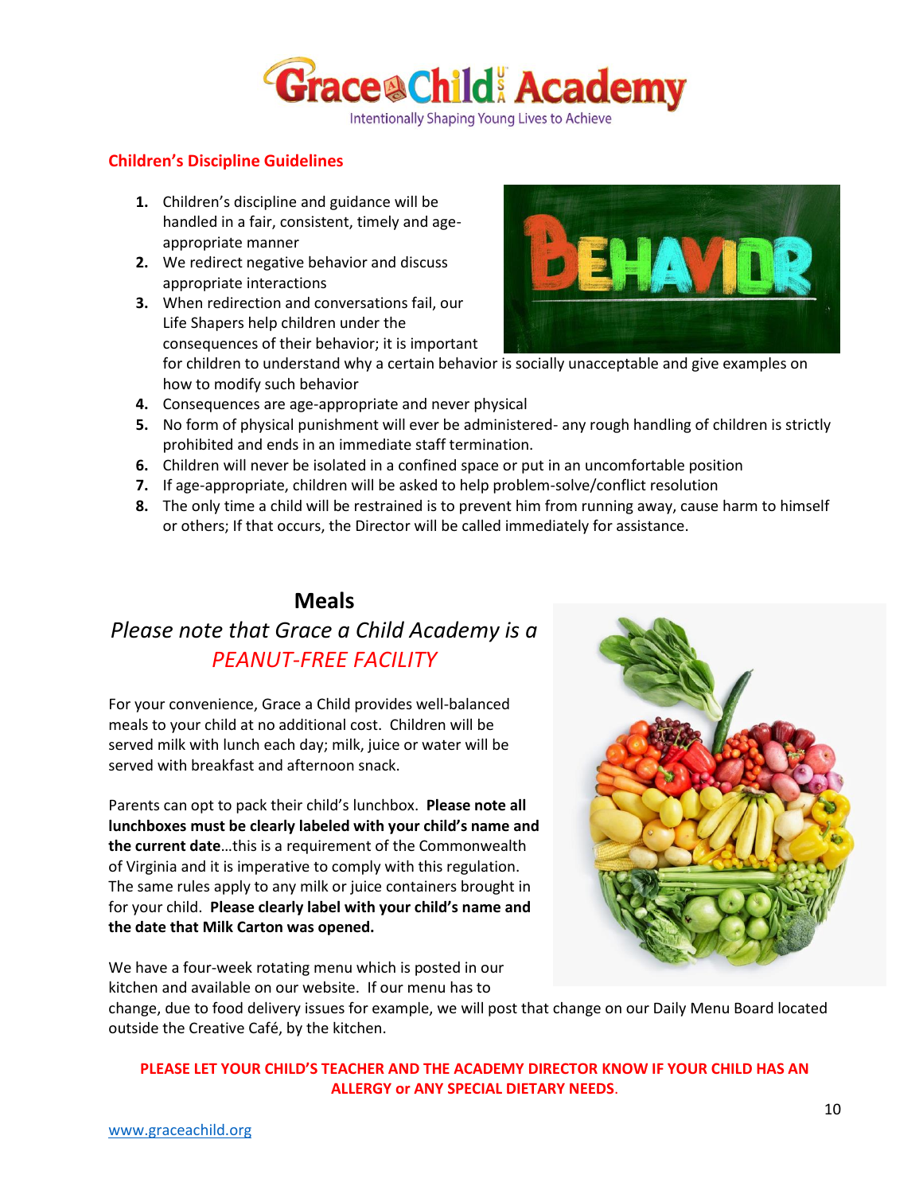## Children's Discipline Guidelines

1. Children's discipline and guidance will be handled in a fair, consistent, timely and age-appropriate manner
2. We redirect negative behavior and discuss appropriate interactions
3. When redirection and conversations fail, our Life Shapers help children under the consequences of their behavior; it is important for children to understand why a certain behavior is socially unacceptable and give examples on how to modify such behavior
4. Consequences are age-appropriate and never physical
5. No form of physical punishment will ever be administered- any rough handling of children is strictly prohibited and ends in an immediate staff termination.
6. Children will never be isolated in a confined space or put in an uncomfortable position
7. If age-appropriate, children will be asked to help problem-solve/conflict resolution
8. The only time a child will be restrained is to prevent him from running away, cause harm to himself or others; If that occurs, the Director will be called immediately for assistance.

## Meals

*Please note that Grace a Child Academy is a PEANUT-FREE FACILITY*

For your convenience, Grace a Child provides well-balanced meals to your child at no additional cost. Children will be served milk with lunch each day; milk, juice or water will be served with breakfast and afternoon snack.

Parents can opt to pack their child's lunchbox. **Please note all lunchboxes must be clearly labeled with your child's name and the current date**…this is a requirement of the Commonwealth of Virginia and it is imperative to comply with this regulation. The same rules apply to any milk or juice containers brought in for your child. **Please clearly label with your child's name and the date that Milk Carton was opened.**

We have a four-week rotating menu which is posted in our kitchen and available on our website. If our menu has to change, due to food delivery issues for example, we will post that change on our Daily Menu Board located outside the Creative Café, by the kitchen.

**PLEASE LET YOUR CHILD'S TEACHER AND THE ACADEMY DIRECTOR KNOW IF YOUR CHILD HAS AN ALLERGY or ANY SPECIAL DIETARY NEEDS.**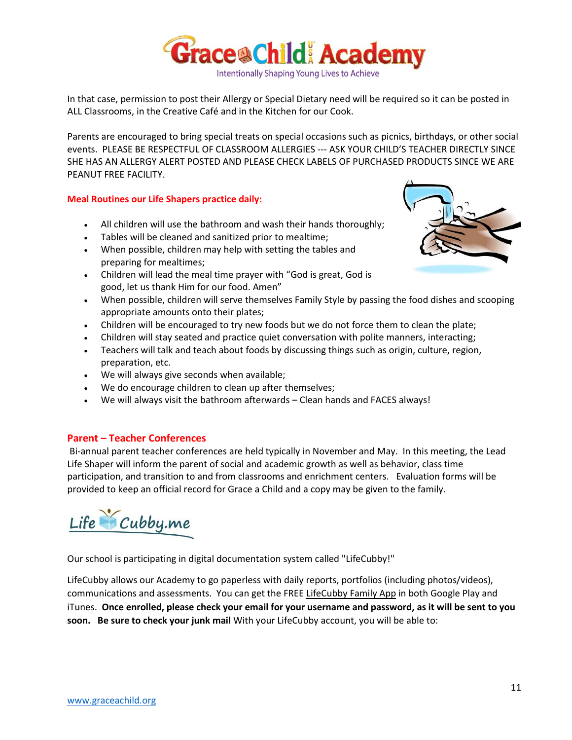In that case, permission to post their Allergy or Special Dietary need will be required so it can be posted in ALL Classrooms, in the Creative Café and in the Kitchen for our Cook.

Parents are encouraged to bring special treats on special occasions such as picnics, birthdays, or other social events. PLEASE BE RESPECTFUL OF CLASSROOM ALLERGIES --- ASK YOUR CHILD'S TEACHER DIRECTLY SINCE SHE HAS AN ALLERGY ALERT POSTED AND PLEASE CHECK LABELS OF PURCHASED PRODUCTS SINCE WE ARE PEANUT FREE FACILITY.

**Meal Routines our Life Shapers practice daily:**

- All children will use the bathroom and wash their hands thoroughly;
- Tables will be cleaned and sanitized prior to mealtime;
- When possible, children may help with setting the tables and preparing for mealtimes;
- Children will lead the meal time prayer with "God is great, God is good, let us thank Him for our food. Amen"
- When possible, children will serve themselves Family Style by passing the food dishes and scooping appropriate amounts onto their plates;
- Children will be encouraged to try new foods but we do not force them to clean the plate;
- Children will stay seated and practice quiet conversation with polite manners, interacting;
- Teachers will talk and teach about foods by discussing things such as origin, culture, region, preparation, etc.
- We will always give seconds when available;
- We do encourage children to clean up after themselves;
- We will always visit the bathroom afterwards – Clean hands and FACES always!

## Parent – Teacher Conferences

Bi-annual parent teacher conferences are held typically in November and May. In this meeting, the Lead Life Shaper will inform the parent of social and academic growth as well as behavior, class time participation, and transition to and from classrooms and enrichment centers. Evaluation forms will be provided to keep an official record for Grace a Child and a copy may be given to the family.

Life Cubby.me

Our school is participating in digital documentation system called "LifeCubby!"

LifeCubby allows our Academy to go paperless with daily reports, portfolios (including photos/videos), communications and assessments. You can get the FREE LifeCubby Family App in both Google Play and iTunes. **Once enrolled, please check your email for your username and password, as it will be sent to you soon. Be sure to check your junk mail** With your LifeCubby account, you will be able to: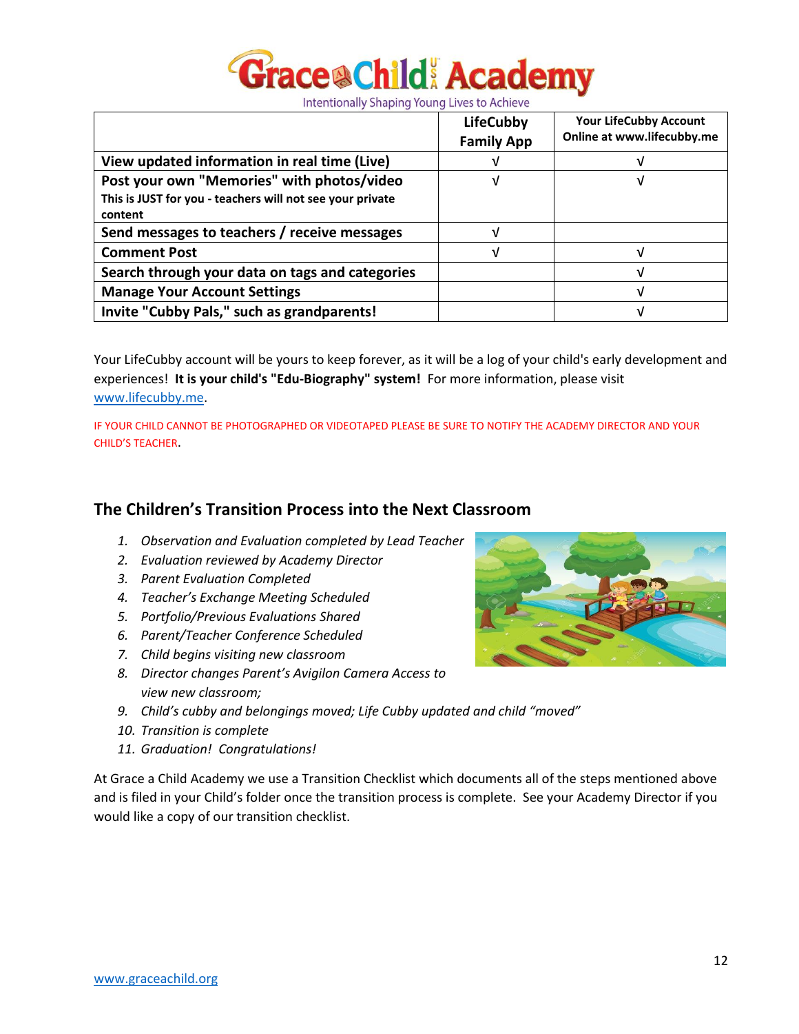| | LifeCubby Family App | Your LifeCubby Account Online at www.lifecubby.me |
|---|---|---|
| **View updated information in real time (Live)** | √ | √ |
| **Post your own "Memories" with photos/video** This is JUST for you - teachers will not see your private content | √ | √ |
| **Send messages to teachers / receive messages** | √ | |
| **Comment Post** | √ | √ |
| **Search through your data on tags and categories** | | √ |
| **Manage Your Account Settings** | | √ |
| **Invite "Cubby Pals," such as grandparents!** | | √ |

Your LifeCubby account will be yours to keep forever, as it will be a log of your child's early development and experiences! **It is your child's "Edu-Biography" system!** For more information, please visit [www.lifecubby.me](http://www.lifecubby.me).

IF YOUR CHILD CANNOT BE PHOTOGRAPHED OR VIDEOTAPED PLEASE BE SURE TO NOTIFY THE ACADEMY DIRECTOR AND YOUR CHILD'S TEACHER.

## The Children's Transition Process into the Next Classroom

1. *Observation and Evaluation completed by Lead Teacher*
2. *Evaluation reviewed by Academy Director*
3. *Parent Evaluation Completed*
4. *Teacher's Exchange Meeting Scheduled*
5. *Portfolio/Previous Evaluations Shared*
6. *Parent/Teacher Conference Scheduled*
7. *Child begins visiting new classroom*
8. *Director changes Parent's Avigilon Camera Access to view new classroom;*
9. *Child's cubby and belongings moved; Life Cubby updated and child "moved"*
10. *Transition is complete*
11. *Graduation! Congratulations!*

At Grace a Child Academy we use a Transition Checklist which documents all of the steps mentioned above and is filed in your Child's folder once the transition process is complete. See your Academy Director if you would like a copy of our transition checklist.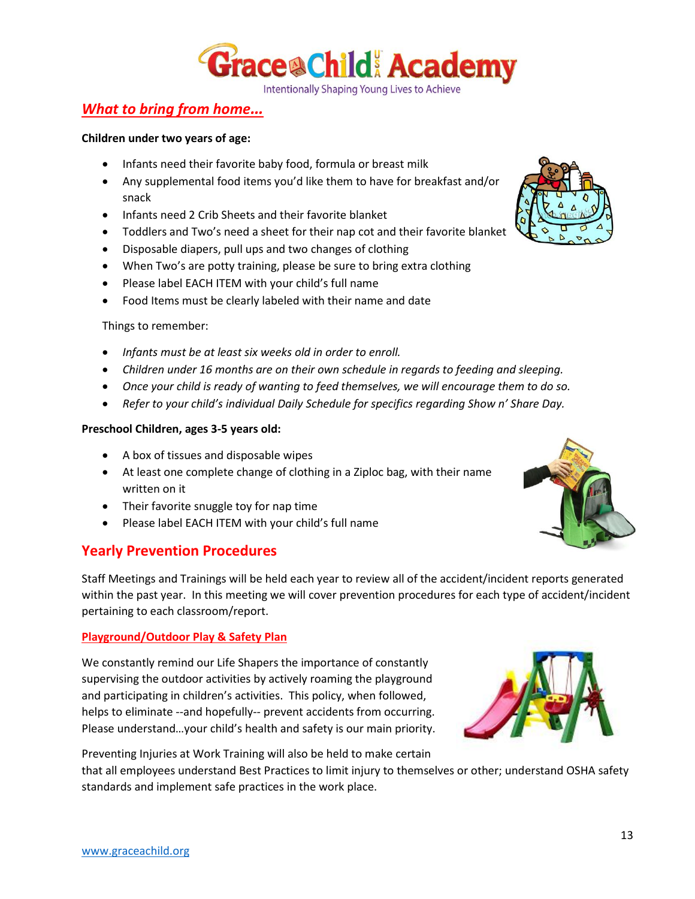## *What to bring from home…*

**Children under two years of age:**

- Infants need their favorite baby food, formula or breast milk
- Any supplemental food items you'd like them to have for breakfast and/or snack
- Infants need 2 Crib Sheets and their favorite blanket
- Toddlers and Two's need a sheet for their nap cot and their favorite blanket
- Disposable diapers, pull ups and two changes of clothing
- When Two's are potty training, please be sure to bring extra clothing
- Please label EACH ITEM with your child's full name
- Food Items must be clearly labeled with their name and date

Things to remember:

- *Infants must be at least six weeks old in order to enroll.*
- *Children under 16 months are on their own schedule in regards to feeding and sleeping.*
- *Once your child is ready of wanting to feed themselves, we will encourage them to do so.*
- *Refer to your child's individual Daily Schedule for specifics regarding Show n' Share Day.*

**Preschool Children, ages 3-5 years old:**

- A box of tissues and disposable wipes
- At least one complete change of clothing in a Ziploc bag, with their name written on it
- Their favorite snuggle toy for nap time
- Please label EACH ITEM with your child's full name

## Yearly Prevention Procedures

Staff Meetings and Trainings will be held each year to review all of the accident/incident reports generated within the past year. In this meeting we will cover prevention procedures for each type of accident/incident pertaining to each classroom/report.

**Playground/Outdoor Play & Safety Plan**

We constantly remind our Life Shapers the importance of constantly supervising the outdoor activities by actively roaming the playground and participating in children's activities. This policy, when followed, helps to eliminate --and hopefully-- prevent accidents from occurring. Please understand…your child's health and safety is our main priority.

Preventing Injuries at Work Training will also be held to make certain that all employees understand Best Practices to limit injury to themselves or other; understand OSHA safety standards and implement safe practices in the work place.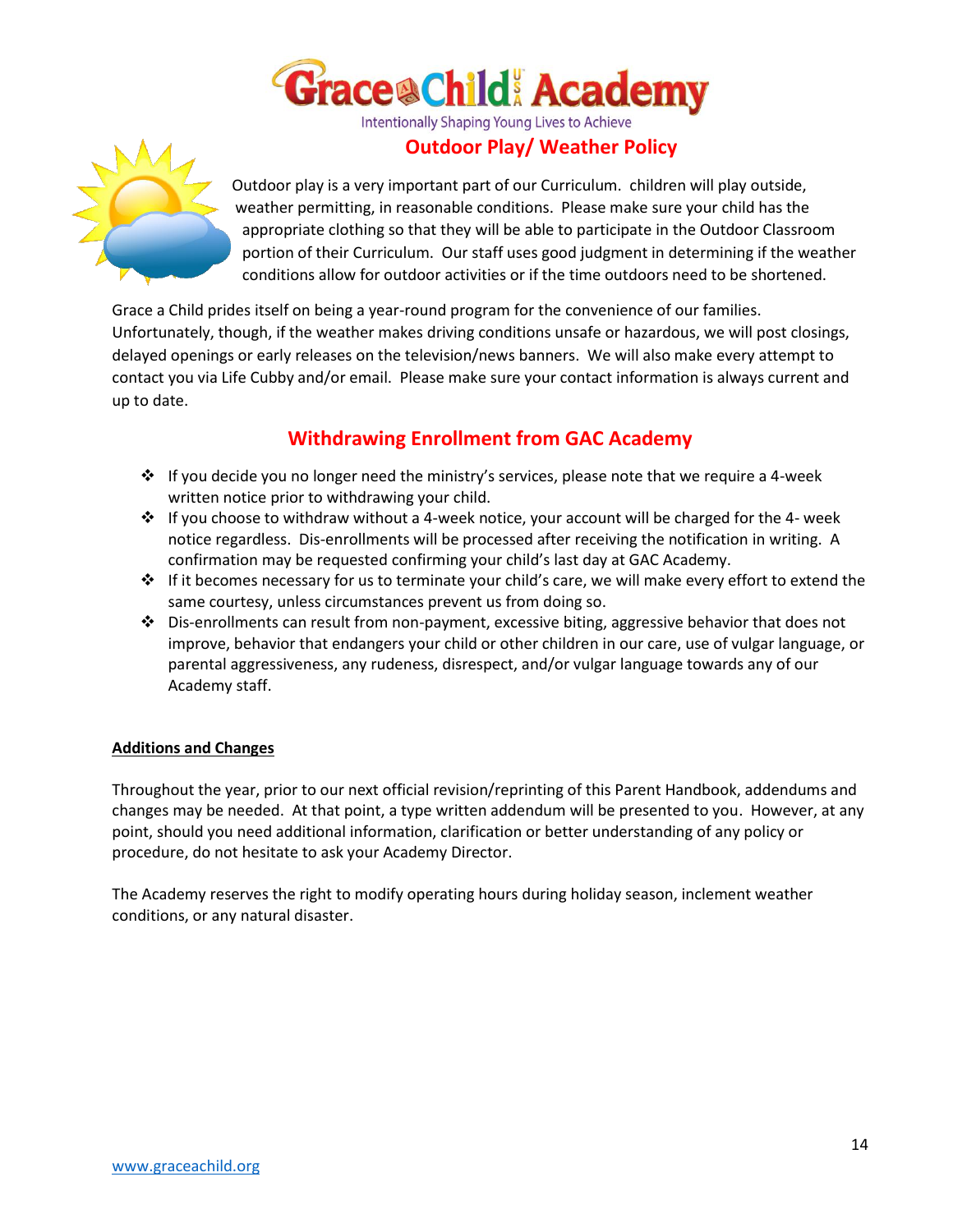Grace Child Academy

Intentionally Shaping Young Lives to Achieve

## Outdoor Play/ Weather Policy

Outdoor play is a very important part of our Curriculum. children will play outside, weather permitting, in reasonable conditions. Please make sure your child has the appropriate clothing so that they will be able to participate in the Outdoor Classroom portion of their Curriculum. Our staff uses good judgment in determining if the weather conditions allow for outdoor activities or if the time outdoors need to be shortened.

Grace a Child prides itself on being a year-round program for the convenience of our families. Unfortunately, though, if the weather makes driving conditions unsafe or hazardous, we will post closings, delayed openings or early releases on the television/news banners. We will also make every attempt to contact you via Life Cubby and/or email. Please make sure your contact information is always current and up to date.

## Withdrawing Enrollment from GAC Academy

- If you decide you no longer need the ministry's services, please note that we require a 4-week written notice prior to withdrawing your child.
- If you choose to withdraw without a 4-week notice, your account will be charged for the 4- week notice regardless. Dis-enrollments will be processed after receiving the notification in writing. A confirmation may be requested confirming your child's last day at GAC Academy.
- If it becomes necessary for us to terminate your child's care, we will make every effort to extend the same courtesy, unless circumstances prevent us from doing so.
- Dis-enrollments can result from non-payment, excessive biting, aggressive behavior that does not improve, behavior that endangers your child or other children in our care, use of vulgar language, or parental aggressiveness, any rudeness, disrespect, and/or vulgar language towards any of our Academy staff.

**Additions and Changes**

Throughout the year, prior to our next official revision/reprinting of this Parent Handbook, addendums and changes may be needed. At that point, a type written addendum will be presented to you. However, at any point, should you need additional information, clarification or better understanding of any policy or procedure, do not hesitate to ask your Academy Director.

The Academy reserves the right to modify operating hours during holiday season, inclement weather conditions, or any natural disaster.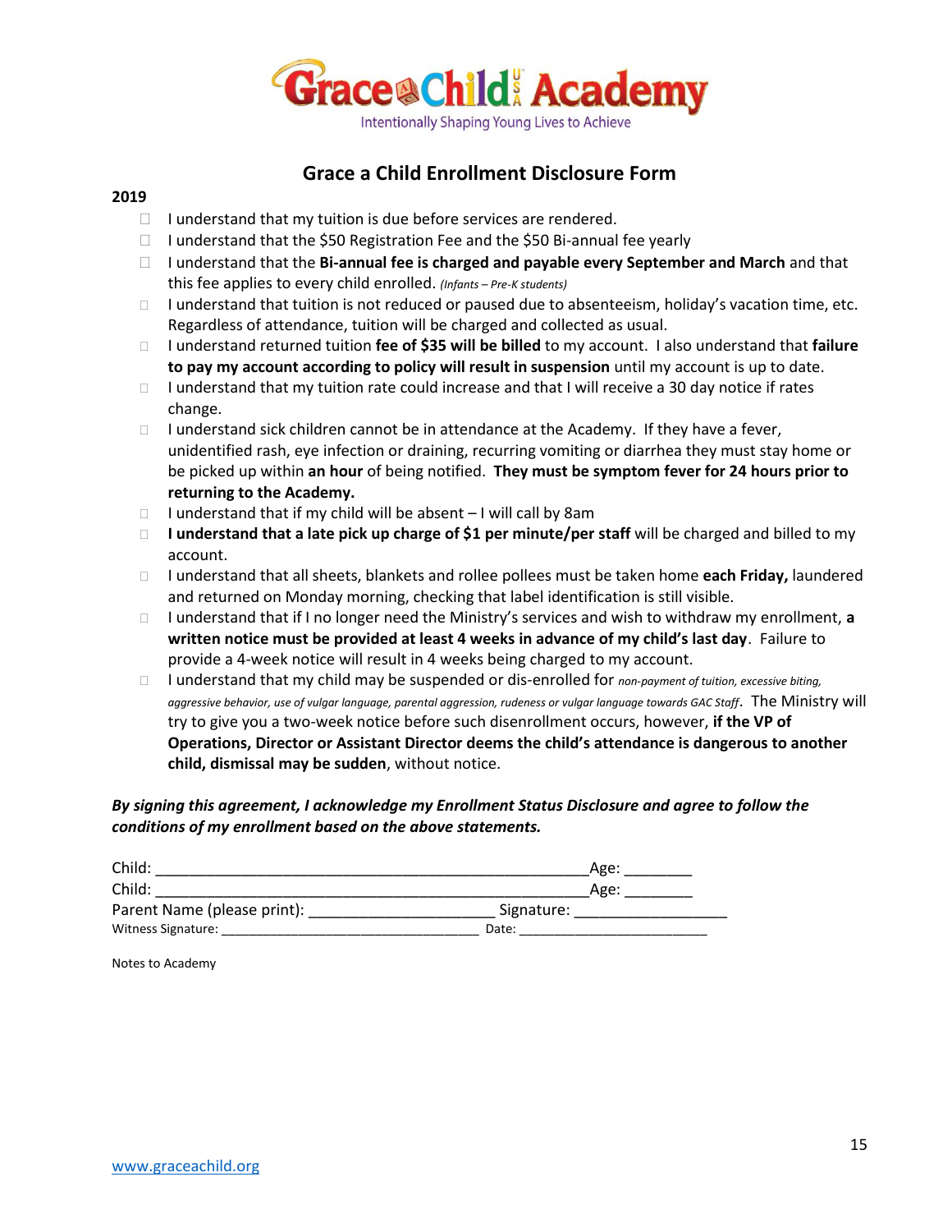Grace a Child Academy

Intentionally Shaping Young Lives to Achieve

## Grace a Child Enrollment Disclosure Form

**2019**

- I understand that my tuition is due before services are rendered.
- I understand that the $50 Registration Fee and the $50 Bi-annual fee yearly
- I understand that the **Bi-annual fee is charged and payable every September and March** and that this fee applies to every child enrolled. *(Infants – Pre-K students)*
- I understand that tuition is not reduced or paused due to absenteeism, holiday's vacation time, etc. Regardless of attendance, tuition will be charged and collected as usual.
- I understand returned tuition **fee of $35 will be billed** to my account. I also understand that **failure to pay my account according to policy will result in suspension** until my account is up to date.
- I understand that my tuition rate could increase and that I will receive a 30 day notice if rates change.
- I understand sick children cannot be in attendance at the Academy. If they have a fever, unidentified rash, eye infection or draining, recurring vomiting or diarrhea they must stay home or be picked up within **an hour** of being notified. **They must be symptom fever for 24 hours prior to returning to the Academy.**
- I understand that if my child will be absent – I will call by 8am
- **I understand that a late pick up charge of $1 per minute/per staff** will be charged and billed to my account.
- I understand that all sheets, blankets and rollee pollees must be taken home **each Friday,** laundered and returned on Monday morning, checking that label identification is still visible.
- I understand that if I no longer need the Ministry's services and wish to withdraw my enrollment, **a written notice must be provided at least 4 weeks in advance of my child's last day**. Failure to provide a 4-week notice will result in 4 weeks being charged to my account.
- I understand that my child may be suspended or dis-enrolled for *non-payment of tuition, excessive biting, aggressive behavior, use of vulgar language, parental aggression, rudeness or vulgar language towards GAC Staff*. The Ministry will try to give you a two-week notice before such disenrollment occurs, however, **if the VP of Operations, Director or Assistant Director deems the child's attendance is dangerous to another child, dismissal may be sudden**, without notice.

***By signing this agreement, I acknowledge my Enrollment Status Disclosure and agree to follow the conditions of my enrollment based on the above statements.***

Child: ____________________________________________________Age: ________

Child: ____________________________________________________Age: ________

Parent Name (please print): ______________________ Signature: __________________

Witness Signature: __________________________________ Date: ________________________

Notes to Academy

www.graceachild.org